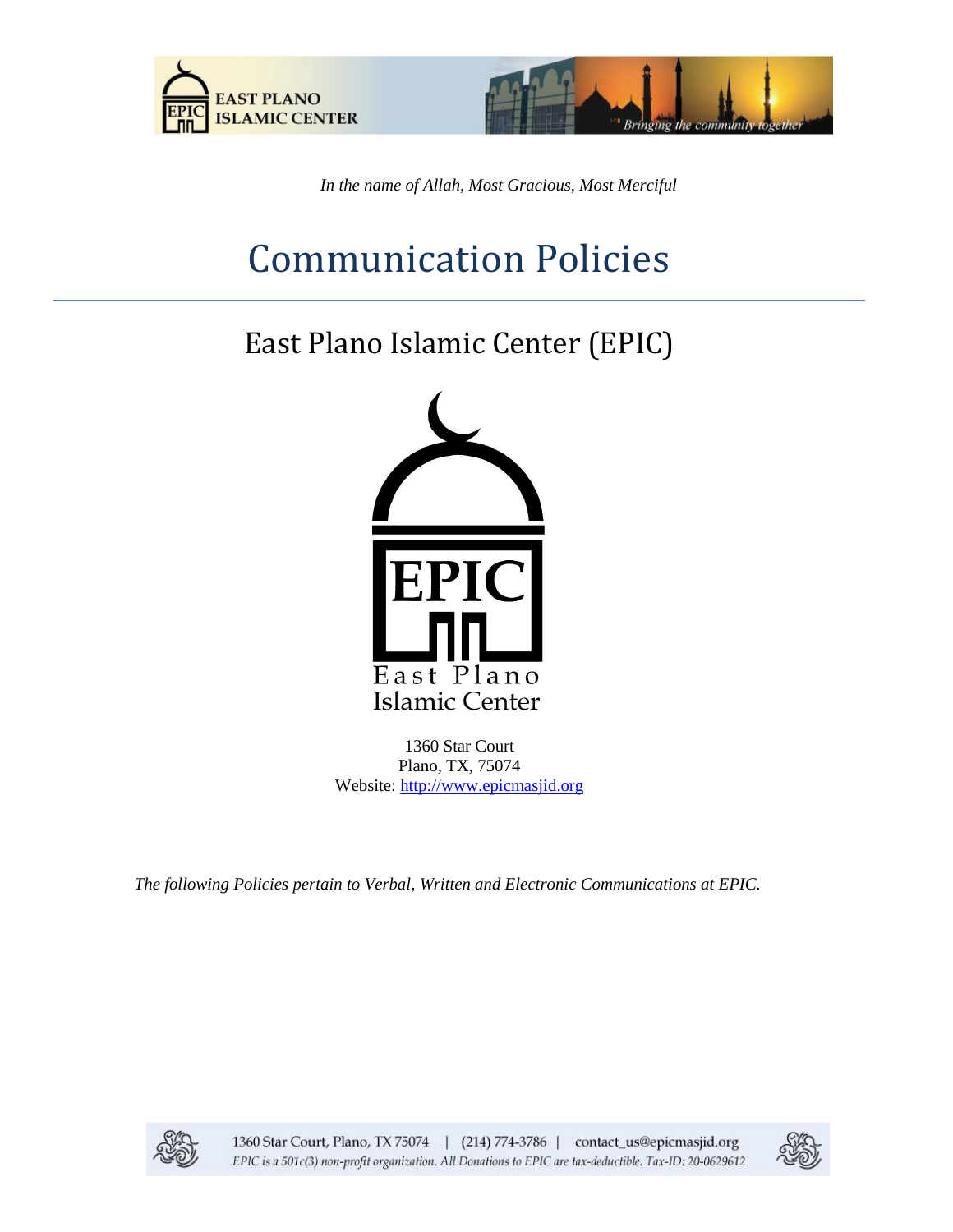*In the name of Allah, Most Gracious, Most Merciful*

# Communication Policies

## East Plano Islamic Center (EPIC)

1360 Star Court
Plano, TX, 75074
Website: http://www.epicmasjid.org

*The following Policies pertain to Verbal, Written and Electronic Communications at EPIC.*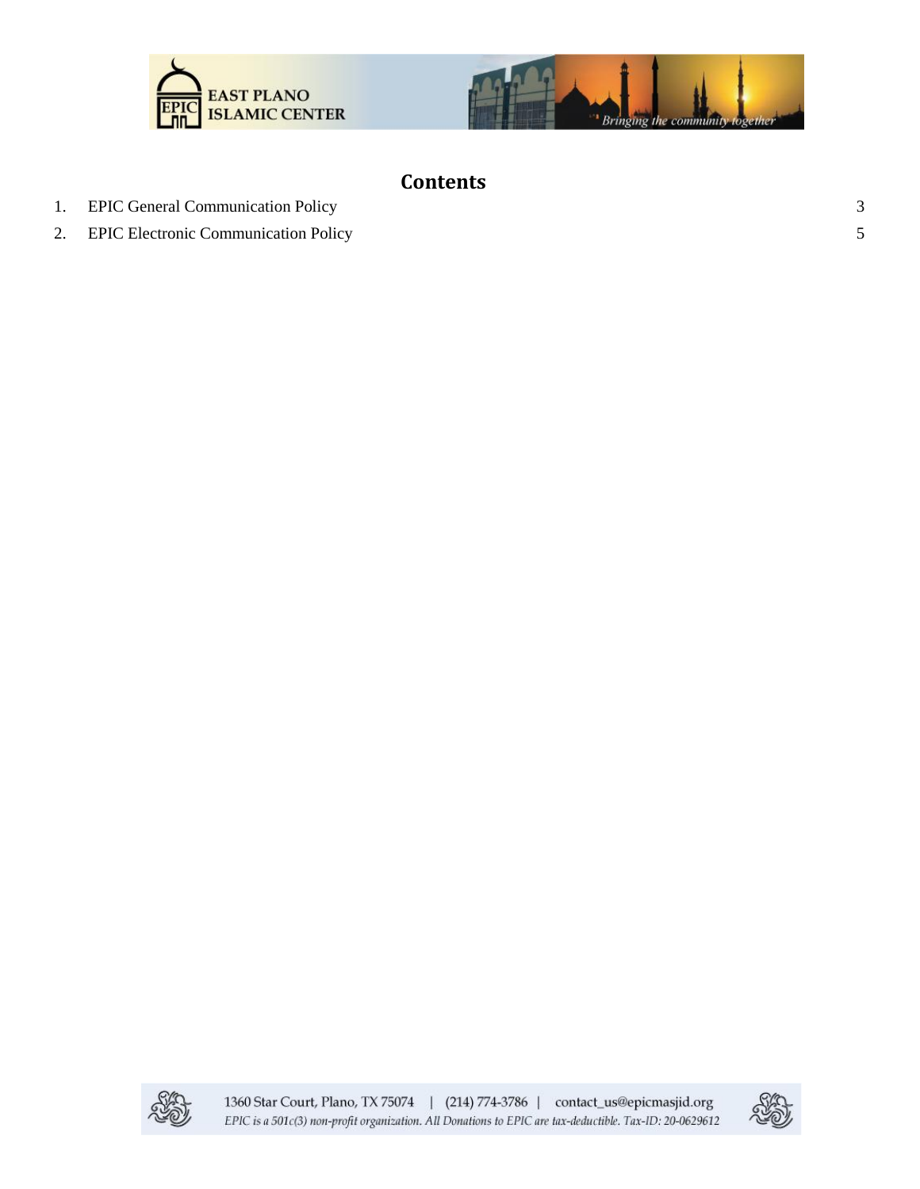## Contents

| | | |
|---|---|---|
| 1. | EPIC General Communication Policy | 3 |
| 2. | EPIC Electronic Communication Policy | 5 |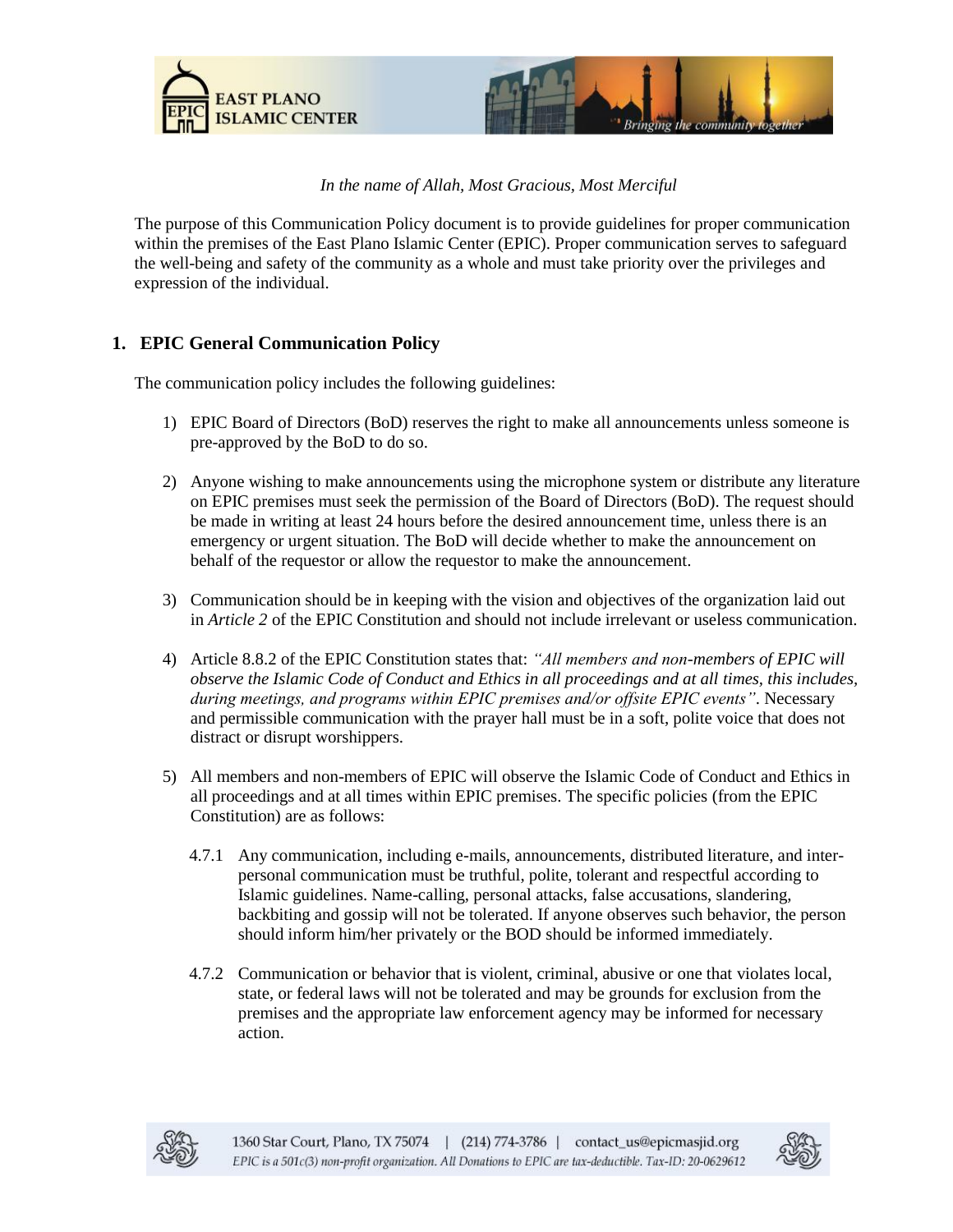*In the name of Allah, Most Gracious, Most Merciful*

The purpose of this Communication Policy document is to provide guidelines for proper communication within the premises of the East Plano Islamic Center (EPIC). Proper communication serves to safeguard the well-being and safety of the community as a whole and must take priority over the privileges and expression of the individual.

## 1. EPIC General Communication Policy

The communication policy includes the following guidelines:

1) EPIC Board of Directors (BoD) reserves the right to make all announcements unless someone is pre-approved by the BoD to do so.

2) Anyone wishing to make announcements using the microphone system or distribute any literature on EPIC premises must seek the permission of the Board of Directors (BoD). The request should be made in writing at least 24 hours before the desired announcement time, unless there is an emergency or urgent situation. The BoD will decide whether to make the announcement on behalf of the requestor or allow the requestor to make the announcement.

3) Communication should be in keeping with the vision and objectives of the organization laid out in *Article 2* of the EPIC Constitution and should not include irrelevant or useless communication.

4) Article 8.8.2 of the EPIC Constitution states that: *"All members and non-members of EPIC will observe the Islamic Code of Conduct and Ethics in all proceedings and at all times, this includes, during meetings, and programs within EPIC premises and/or offsite EPIC events"*. Necessary and permissible communication with the prayer hall must be in a soft, polite voice that does not distract or disrupt worshippers.

5) All members and non-members of EPIC will observe the Islamic Code of Conduct and Ethics in all proceedings and at all times within EPIC premises. The specific policies (from the EPIC Constitution) are as follows:

   4.7.1 Any communication, including e-mails, announcements, distributed literature, and inter-personal communication must be truthful, polite, tolerant and respectful according to Islamic guidelines. Name-calling, personal attacks, false accusations, slandering, backbiting and gossip will not be tolerated. If anyone observes such behavior, the person should inform him/her privately or the BOD should be informed immediately.

   4.7.2 Communication or behavior that is violent, criminal, abusive or one that violates local, state, or federal laws will not be tolerated and may be grounds for exclusion from the premises and the appropriate law enforcement agency may be informed for necessary action.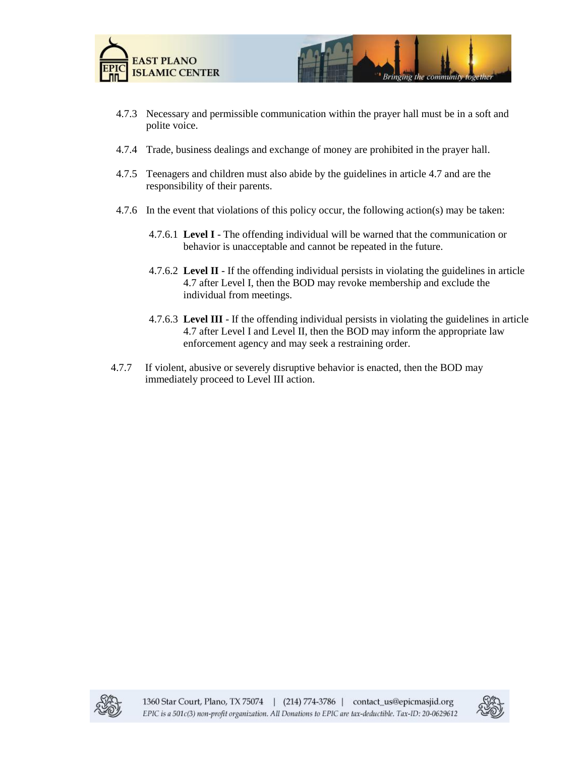4.7.3 Necessary and permissible communication within the prayer hall must be in a soft and polite voice.

4.7.4 Trade, business dealings and exchange of money are prohibited in the prayer hall.

4.7.5 Teenagers and children must also abide by the guidelines in article 4.7 and are the responsibility of their parents.

4.7.6 In the event that violations of this policy occur, the following action(s) may be taken:

4.7.6.1 **Level I** - The offending individual will be warned that the communication or behavior is unacceptable and cannot be repeated in the future.

4.7.6.2 **Level II** - If the offending individual persists in violating the guidelines in article 4.7 after Level I, then the BOD may revoke membership and exclude the individual from meetings.

4.7.6.3 **Level III** - If the offending individual persists in violating the guidelines in article 4.7 after Level I and Level II, then the BOD may inform the appropriate law enforcement agency and may seek a restraining order.

4.7.7 If violent, abusive or severely disruptive behavior is enacted, then the BOD may immediately proceed to Level III action.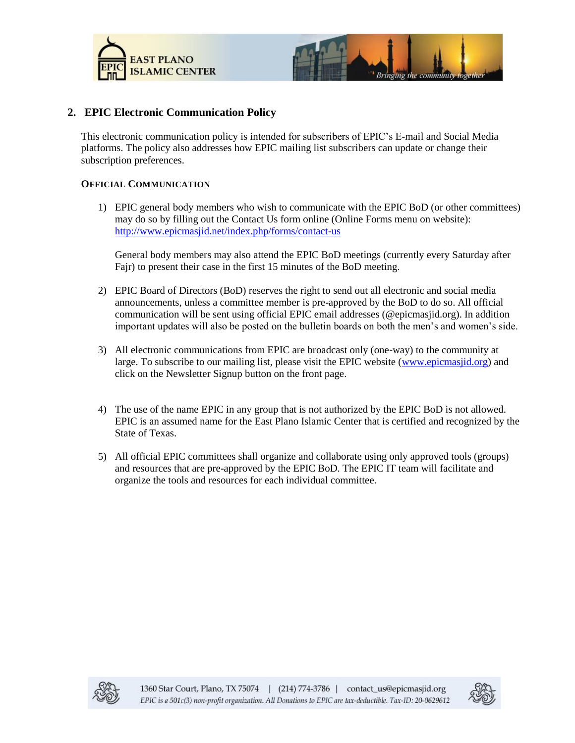## 2. EPIC Electronic Communication Policy

This electronic communication policy is intended for subscribers of EPIC's E-mail and Social Media platforms. The policy also addresses how EPIC mailing list subscribers can update or change their subscription preferences.

### OFFICIAL COMMUNICATION

1) EPIC general body members who wish to communicate with the EPIC BoD (or other committees) may do so by filling out the Contact Us form online (Online Forms menu on website): http://www.epicmasjid.net/index.php/forms/contact-us

   General body members may also attend the EPIC BoD meetings (currently every Saturday after Fajr) to present their case in the first 15 minutes of the BoD meeting.

2) EPIC Board of Directors (BoD) reserves the right to send out all electronic and social media announcements, unless a committee member is pre-approved by the BoD to do so. All official communication will be sent using official EPIC email addresses (@epicmasjid.org). In addition important updates will also be posted on the bulletin boards on both the men's and women's side.

3) All electronic communications from EPIC are broadcast only (one-way) to the community at large. To subscribe to our mailing list, please visit the EPIC website (www.epicmasjid.org) and click on the Newsletter Signup button on the front page.

4) The use of the name EPIC in any group that is not authorized by the EPIC BoD is not allowed. EPIC is an assumed name for the East Plano Islamic Center that is certified and recognized by the State of Texas.

5) All official EPIC committees shall organize and collaborate using only approved tools (groups) and resources that are pre-approved by the EPIC BoD. The EPIC IT team will facilitate and organize the tools and resources for each individual committee.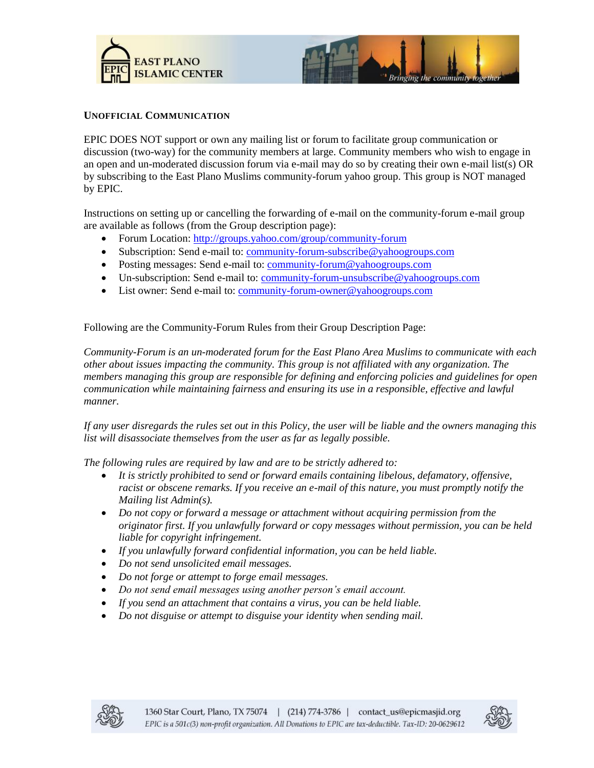## UNOFFICIAL COMMUNICATION

EPIC DOES NOT support or own any mailing list or forum to facilitate group communication or discussion (two-way) for the community members at large. Community members who wish to engage in an open and un-moderated discussion forum via e-mail may do so by creating their own e-mail list(s) OR by subscribing to the East Plano Muslims community-forum yahoo group. This group is NOT managed by EPIC.

Instructions on setting up or cancelling the forwarding of e-mail on the community-forum e-mail group are available as follows (from the Group description page):

- Forum Location: http://groups.yahoo.com/group/community-forum
- Subscription: Send e-mail to: community-forum-subscribe@yahoogroups.com
- Posting messages: Send e-mail to: community-forum@yahoogroups.com
- Un-subscription: Send e-mail to: community-forum-unsubscribe@yahoogroups.com
- List owner: Send e-mail to: community-forum-owner@yahoogroups.com

Following are the Community-Forum Rules from their Group Description Page:

*Community-Forum is an un-moderated forum for the East Plano Area Muslims to communicate with each other about issues impacting the community. This group is not affiliated with any organization. The members managing this group are responsible for defining and enforcing policies and guidelines for open communication while maintaining fairness and ensuring its use in a responsible, effective and lawful manner.*

*If any user disregards the rules set out in this Policy, the user will be liable and the owners managing this list will disassociate themselves from the user as far as legally possible.*

*The following rules are required by law and are to be strictly adhered to:*

- *It is strictly prohibited to send or forward emails containing libelous, defamatory, offensive, racist or obscene remarks. If you receive an e-mail of this nature, you must promptly notify the Mailing list Admin(s).*
- *Do not copy or forward a message or attachment without acquiring permission from the originator first. If you unlawfully forward or copy messages without permission, you can be held liable for copyright infringement.*
- *If you unlawfully forward confidential information, you can be held liable.*
- *Do not send unsolicited email messages.*
- *Do not forge or attempt to forge email messages.*
- *Do not send email messages using another person's email account.*
- *If you send an attachment that contains a virus, you can be held liable.*
- *Do not disguise or attempt to disguise your identity when sending mail.*